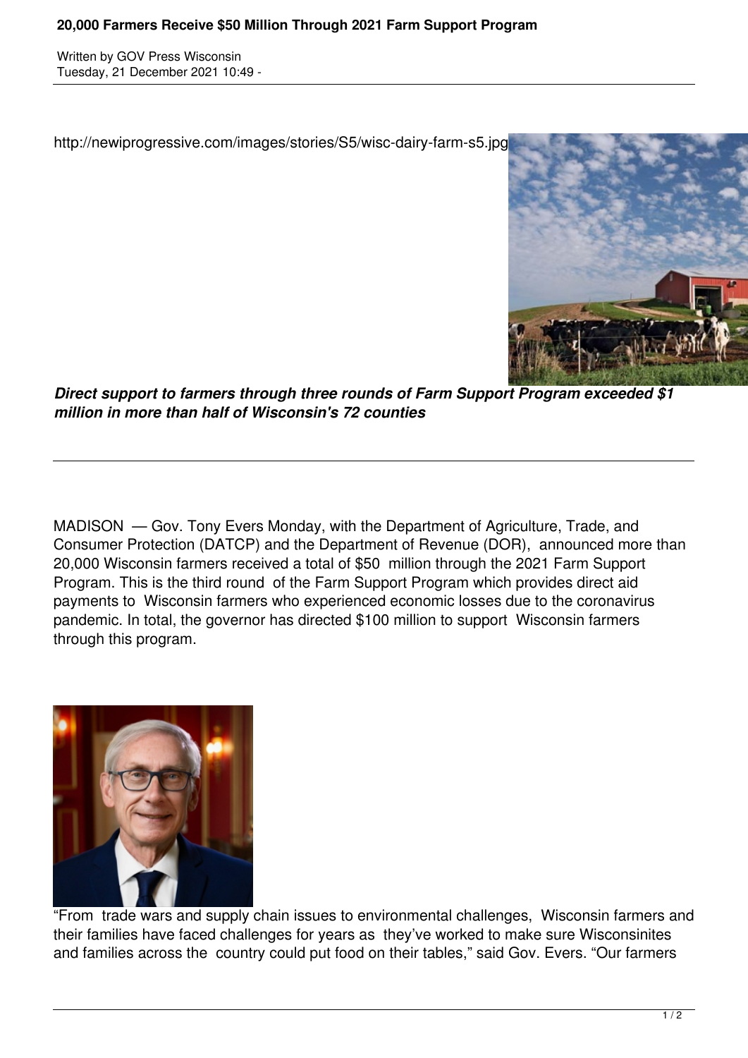# 20,000 Farmers Receive $50 Million Through 2021 Farm Support Program

Written by GOV Press Wisconsin
Tuesday, 21 December 2021 10:49 -

http://newiprogressive.com/images/stories/S5/wisc-dairy-farm-s5.jpg

***Direct support to farmers through three rounds of Farm Support Program exceeded $1 million in more than half of Wisconsin's 72 counties***

---

MADISON — Gov. Tony Evers Monday, with the Department of Agriculture, Trade, and Consumer Protection (DATCP) and the Department of Revenue (DOR), announced more than 20,000 Wisconsin farmers received a total of $50 million through the 2021 Farm Support Program. This is the third round of the Farm Support Program which provides direct aid payments to Wisconsin farmers who experienced economic losses due to the coronavirus pandemic. In total, the governor has directed $100 million to support Wisconsin farmers through this program.

"From trade wars and supply chain issues to environmental challenges, Wisconsin farmers and their families have faced challenges for years as they've worked to make sure Wisconsinites and families across the country could put food on their tables," said Gov. Evers. "Our farmers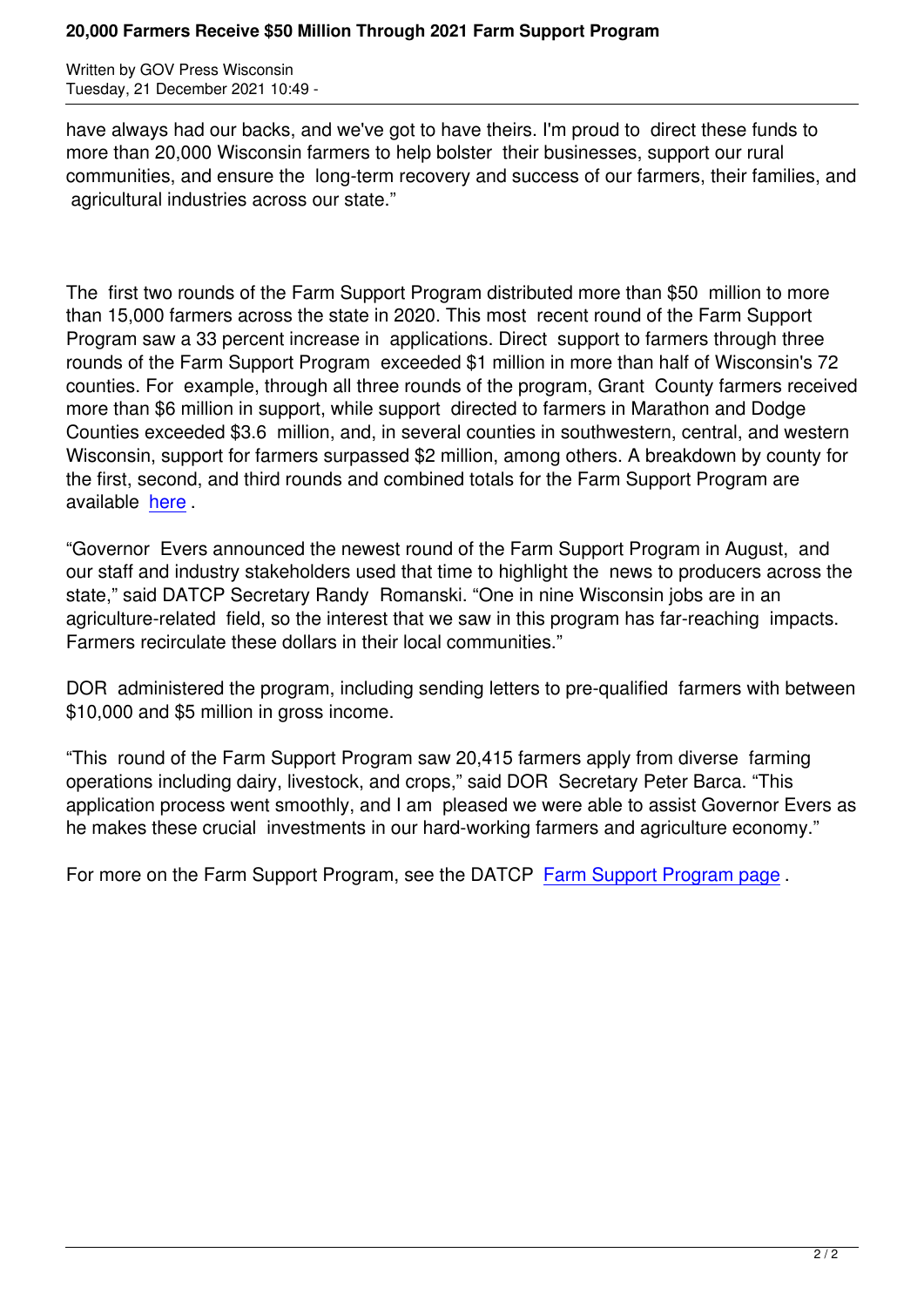have always had our backs, and we've got to have theirs. I'm proud to direct these funds to more than 20,000 Wisconsin farmers to help bolster their businesses, support our rural communities, and ensure the long-term recovery and success of our farmers, their families, and agricultural industries across our state."

The first two rounds of the Farm Support Program distributed more than $50 million to more than 15,000 farmers across the state in 2020. This most recent round of the Farm Support Program saw a 33 percent increase in applications. Direct support to farmers through three rounds of the Farm Support Program exceeded $1 million in more than half of Wisconsin's 72 counties. For example, through all three rounds of the program, Grant County farmers received more than $6 million in support, while support directed to farmers in Marathon and Dodge Counties exceeded $3.6 million, and, in several counties in southwestern, central, and western Wisconsin, support for farmers surpassed $2 million, among others. A breakdown by county for the first, second, and third rounds and combined totals for the Farm Support Program are available here .

"Governor Evers announced the newest round of the Farm Support Program in August, and our staff and industry stakeholders used that time to highlight the news to producers across the state," said DATCP Secretary Randy Romanski. "One in nine Wisconsin jobs are in an agriculture-related field, so the interest that we saw in this program has far-reaching impacts. Farmers recirculate these dollars in their local communities."

DOR administered the program, including sending letters to pre-qualified farmers with between $10,000 and $5 million in gross income.

"This round of the Farm Support Program saw 20,415 farmers apply from diverse farming operations including dairy, livestock, and crops," said DOR Secretary Peter Barca. "This application process went smoothly, and I am pleased we were able to assist Governor Evers as he makes these crucial investments in our hard-working farmers and agriculture economy."

For more on the Farm Support Program, see the DATCP Farm Support Program page .